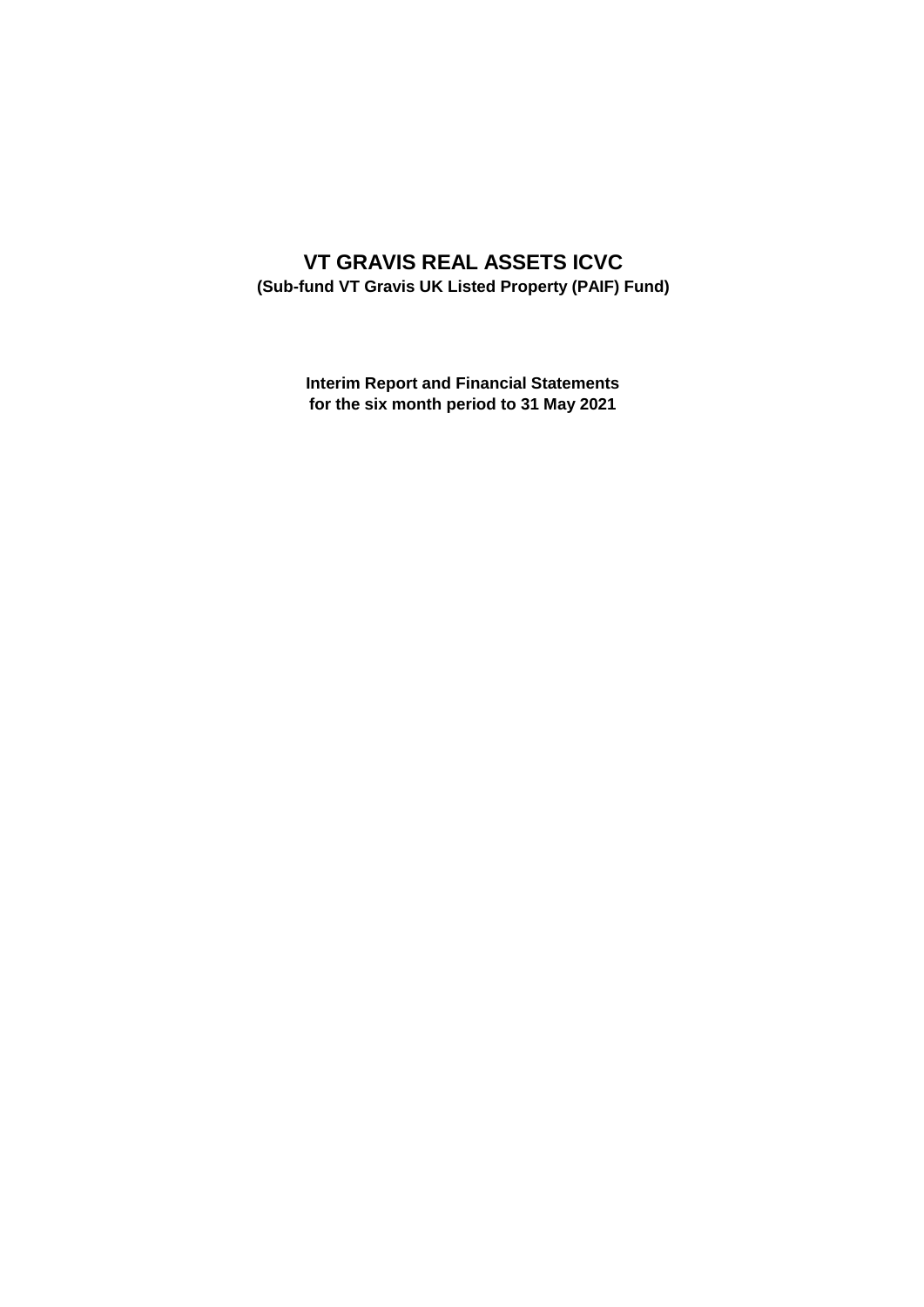# VT GRAVIS REAL ASSETS ICVC

**(Sub-fund VT Gravis UK Listed Property (PAIF) Fund)**

**Interim Report and Financial Statements**
**for the six month period to 31 May 2021**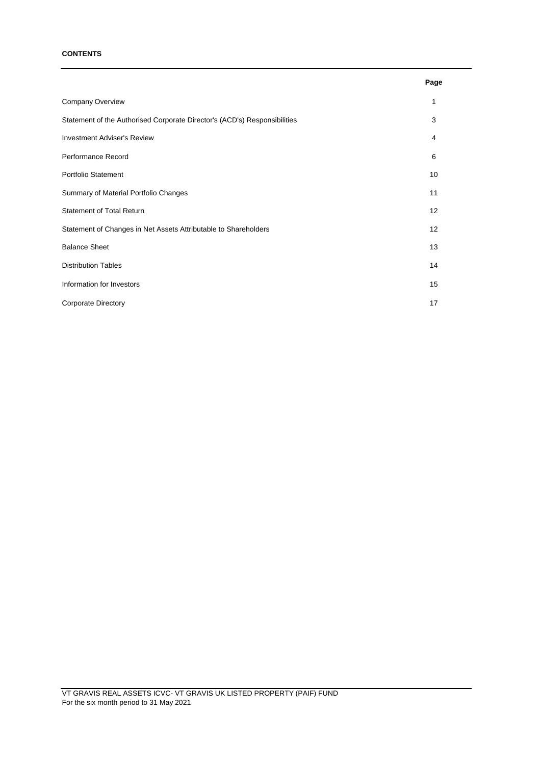**CONTENTS**

| | Page |
|---|---|
| Company Overview | 1 |
| Statement of the Authorised Corporate Director's (ACD's) Responsibilities | 3 |
| Investment Adviser's Review | 4 |
| Performance Record | 6 |
| Portfolio Statement | 10 |
| Summary of Material Portfolio Changes | 11 |
| Statement of Total Return | 12 |
| Statement of Changes in Net Assets Attributable to Shareholders | 12 |
| Balance Sheet | 13 |
| Distribution Tables | 14 |
| Information for Investors | 15 |
| Corporate Directory | 17 |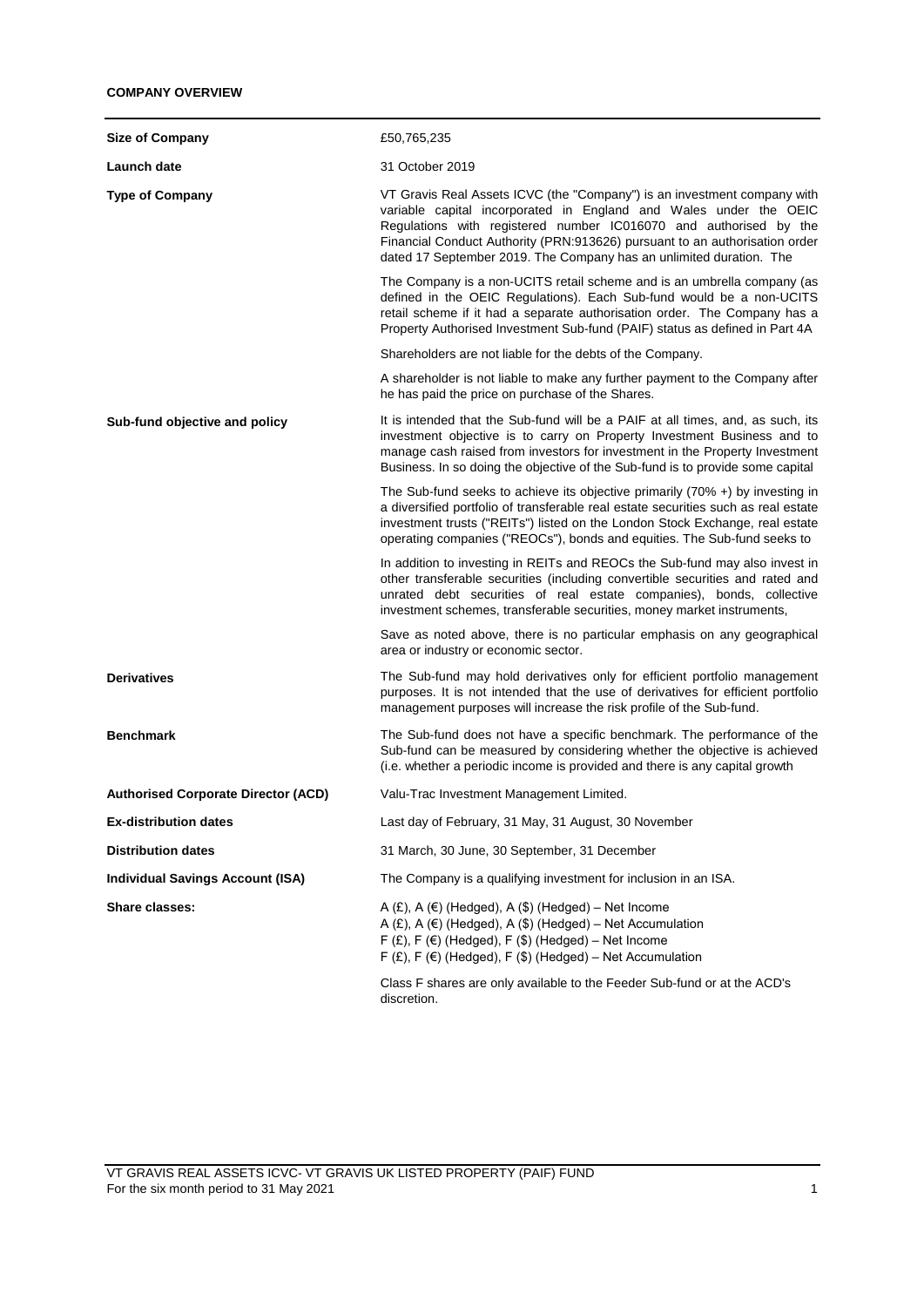**COMPANY OVERVIEW**

| | |
|---|---|
| **Size of Company** | £50,765,235 |
| **Launch date** | 31 October 2019 |
| **Type of Company** | VT Gravis Real Assets ICVC (the "Company") is an investment company with variable capital incorporated in England and Wales under the OEIC Regulations with registered number IC016070 and authorised by the Financial Conduct Authority (PRN:913626) pursuant to an authorisation order dated 17 September 2019. The Company has an unlimited duration. The<br><br>The Company is a non-UCITS retail scheme and is an umbrella company (as defined in the OEIC Regulations). Each Sub-fund would be a non-UCITS retail scheme if it had a separate authorisation order. The Company has a Property Authorised Investment Sub-fund (PAIF) status as defined in Part 4A<br><br>Shareholders are not liable for the debts of the Company.<br><br>A shareholder is not liable to make any further payment to the Company after he has paid the price on purchase of the Shares. |
| **Sub-fund objective and policy** | It is intended that the Sub-fund will be a PAIF at all times, and, as such, its investment objective is to carry on Property Investment Business and to manage cash raised from investors for investment in the Property Investment Business. In so doing the objective of the Sub-fund is to provide some capital<br><br>The Sub-fund seeks to achieve its objective primarily (70% +) by investing in a diversified portfolio of transferable real estate securities such as real estate investment trusts ("REITs") listed on the London Stock Exchange, real estate operating companies ("REOCs"), bonds and equities. The Sub-fund seeks to<br><br>In addition to investing in REITs and REOCs the Sub-fund may also invest in other transferable securities (including convertible securities and rated and unrated debt securities of real estate companies), bonds, collective investment schemes, transferable securities, money market instruments,<br><br>Save as noted above, there is no particular emphasis on any geographical area or industry or economic sector. |
| **Derivatives** | The Sub-fund may hold derivatives only for efficient portfolio management purposes. It is not intended that the use of derivatives for efficient portfolio management purposes will increase the risk profile of the Sub-fund. |
| **Benchmark** | The Sub-fund does not have a specific benchmark. The performance of the Sub-fund can be measured by considering whether the objective is achieved (i.e. whether a periodic income is provided and there is any capital growth |
| **Authorised Corporate Director (ACD)** | Valu-Trac Investment Management Limited. |
| **Ex-distribution dates** | Last day of February, 31 May, 31 August, 30 November |
| **Distribution dates** | 31 March, 30 June, 30 September, 31 December |
| **Individual Savings Account (ISA)** | The Company is a qualifying investment for inclusion in an ISA. |
| **Share classes:** | A (£), A (€) (Hedged), A ($) (Hedged) – Net Income<br>A (£), A (€) (Hedged), A ($) (Hedged) – Net Accumulation<br>F (£), F (€) (Hedged), F ($) (Hedged) – Net Income<br>F (£), F (€) (Hedged), F ($) (Hedged) – Net Accumulation<br><br>Class F shares are only available to the Feeder Sub-fund or at the ACD's discretion. |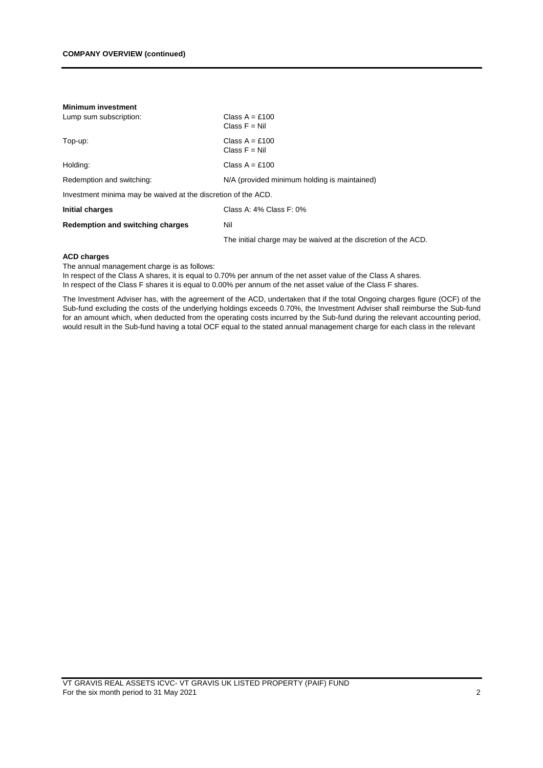**COMPANY OVERVIEW (continued)**

**Minimum investment**

| | |
|---|---|
| Lump sum subscription: | Class A = £100<br>Class F = Nil |
| Top-up: | Class A = £100<br>Class F = Nil |
| Holding: | Class A = £100 |
| Redemption and switching: | N/A (provided minimum holding is maintained) |

Investment minima may be waived at the discretion of the ACD.

| | |
|---|---|
| **Initial charges** | Class A: 4% Class F: 0% |
| **Redemption and switching charges** | Nil |
| | The initial charge may be waived at the discretion of the ACD. |

**ACD charges**

The annual management charge is as follows:

In respect of the Class A shares, it is equal to 0.70% per annum of the net asset value of the Class A shares.
In respect of the Class F shares it is equal to 0.00% per annum of the net asset value of the Class F shares.

The Investment Adviser has, with the agreement of the ACD, undertaken that if the total Ongoing charges figure (OCF) of the Sub-fund excluding the costs of the underlying holdings exceeds 0.70%, the Investment Adviser shall reimburse the Sub-fund for an amount which, when deducted from the operating costs incurred by the Sub-fund during the relevant accounting period, would result in the Sub-fund having a total OCF equal to the stated annual management charge for each class in the relevant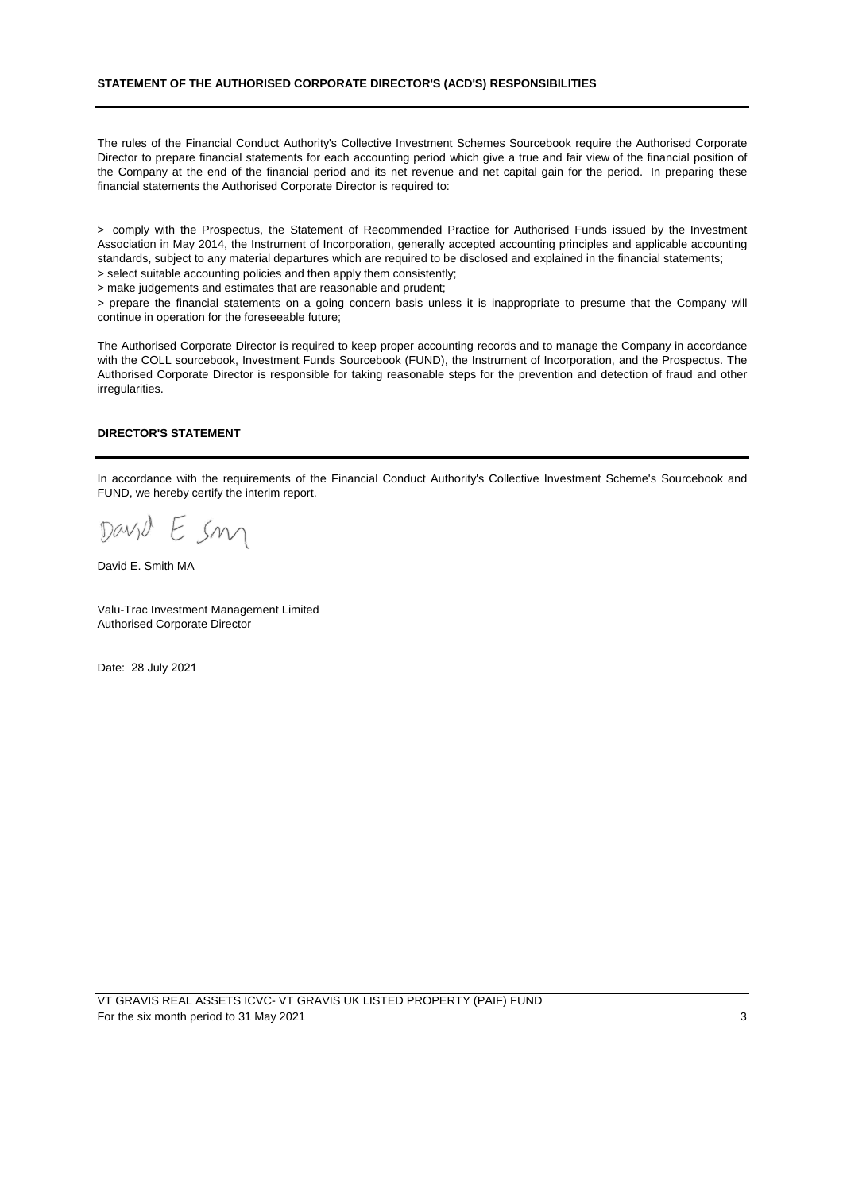## STATEMENT OF THE AUTHORISED CORPORATE DIRECTOR'S (ACD'S) RESPONSIBILITIES

The rules of the Financial Conduct Authority's Collective Investment Schemes Sourcebook require the Authorised Corporate Director to prepare financial statements for each accounting period which give a true and fair view of the financial position of the Company at the end of the financial period and its net revenue and net capital gain for the period. In preparing these financial statements the Authorised Corporate Director is required to:

> comply with the Prospectus, the Statement of Recommended Practice for Authorised Funds issued by the Investment Association in May 2014, the Instrument of Incorporation, generally accepted accounting principles and applicable accounting standards, subject to any material departures which are required to be disclosed and explained in the financial statements;
> select suitable accounting policies and then apply them consistently;
> make judgements and estimates that are reasonable and prudent;
> prepare the financial statements on a going concern basis unless it is inappropriate to presume that the Company will continue in operation for the foreseeable future;

The Authorised Corporate Director is required to keep proper accounting records and to manage the Company in accordance with the COLL sourcebook, Investment Funds Sourcebook (FUND), the Instrument of Incorporation, and the Prospectus. The Authorised Corporate Director is responsible for taking reasonable steps for the prevention and detection of fraud and other irregularities.

## DIRECTOR'S STATEMENT

In accordance with the requirements of the Financial Conduct Authority's Collective Investment Scheme's Sourcebook and FUND, we hereby certify the interim report.

David E. Smith MA

Valu-Trac Investment Management Limited
Authorised Corporate Director

Date: 28 July 2021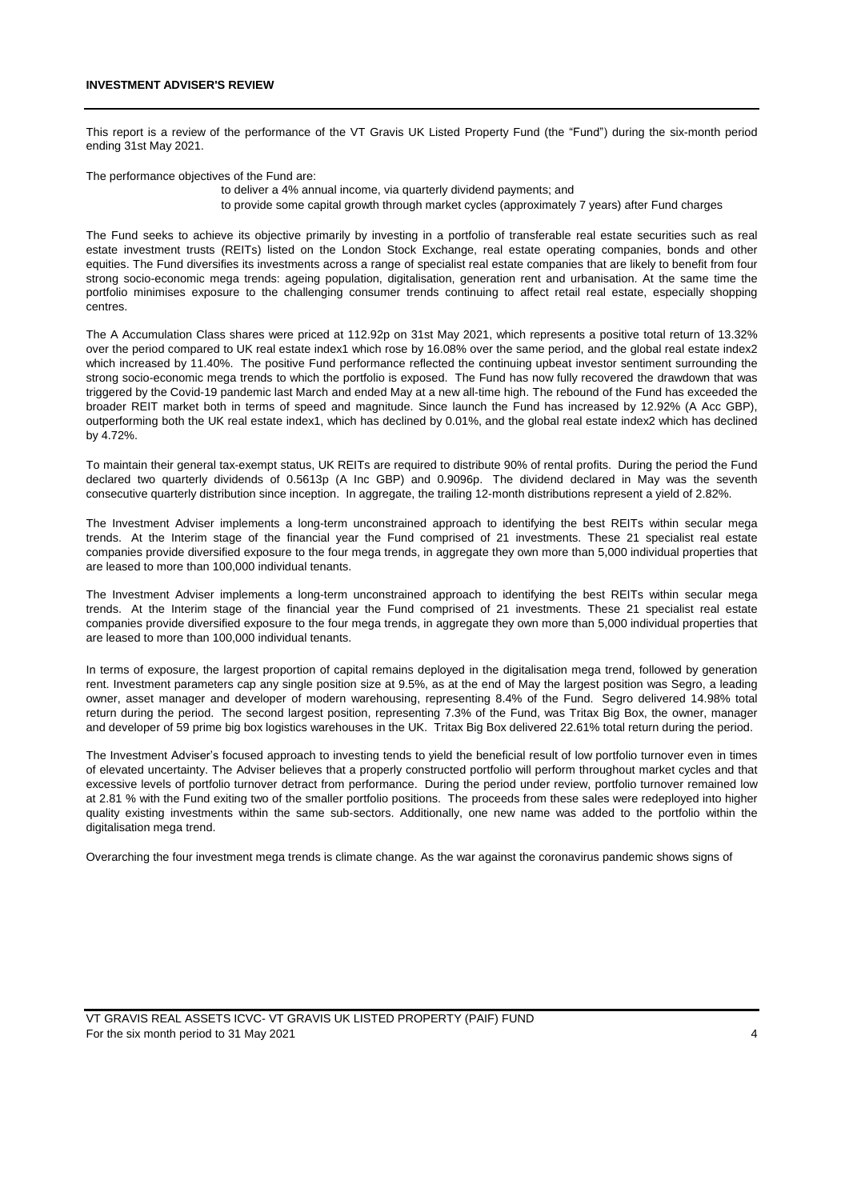**INVESTMENT ADVISER'S REVIEW**

This report is a review of the performance of the VT Gravis UK Listed Property Fund (the "Fund") during the six-month period ending 31st May 2021.

The performance objectives of the Fund are:

- to deliver a 4% annual income, via quarterly dividend payments; and
- to provide some capital growth through market cycles (approximately 7 years) after Fund charges

The Fund seeks to achieve its objective primarily by investing in a portfolio of transferable real estate securities such as real estate investment trusts (REITs) listed on the London Stock Exchange, real estate operating companies, bonds and other equities. The Fund diversifies its investments across a range of specialist real estate companies that are likely to benefit from four strong socio-economic mega trends: ageing population, digitalisation, generation rent and urbanisation. At the same time the portfolio minimises exposure to the challenging consumer trends continuing to affect retail real estate, especially shopping centres.

The A Accumulation Class shares were priced at 112.92p on 31st May 2021, which represents a positive total return of 13.32% over the period compared to UK real estate index1 which rose by 16.08% over the same period, and the global real estate index2 which increased by 11.40%. The positive Fund performance reflected the continuing upbeat investor sentiment surrounding the strong socio-economic mega trends to which the portfolio is exposed. The Fund has now fully recovered the drawdown that was triggered by the Covid-19 pandemic last March and ended May at a new all-time high. The rebound of the Fund has exceeded the broader REIT market both in terms of speed and magnitude. Since launch the Fund has increased by 12.92% (A Acc GBP), outperforming both the UK real estate index1, which has declined by 0.01%, and the global real estate index2 which has declined by 4.72%.

To maintain their general tax-exempt status, UK REITs are required to distribute 90% of rental profits. During the period the Fund declared two quarterly dividends of 0.5613p (A Inc GBP) and 0.9096p. The dividend declared in May was the seventh consecutive quarterly distribution since inception. In aggregate, the trailing 12-month distributions represent a yield of 2.82%.

The Investment Adviser implements a long-term unconstrained approach to identifying the best REITs within secular mega trends. At the Interim stage of the financial year the Fund comprised of 21 investments. These 21 specialist real estate companies provide diversified exposure to the four mega trends, in aggregate they own more than 5,000 individual properties that are leased to more than 100,000 individual tenants.

The Investment Adviser implements a long-term unconstrained approach to identifying the best REITs within secular mega trends. At the Interim stage of the financial year the Fund comprised of 21 investments. These 21 specialist real estate companies provide diversified exposure to the four mega trends, in aggregate they own more than 5,000 individual properties that are leased to more than 100,000 individual tenants.

In terms of exposure, the largest proportion of capital remains deployed in the digitalisation mega trend, followed by generation rent. Investment parameters cap any single position size at 9.5%, as at the end of May the largest position was Segro, a leading owner, asset manager and developer of modern warehousing, representing 8.4% of the Fund. Segro delivered 14.98% total return during the period. The second largest position, representing 7.3% of the Fund, was Tritax Big Box, the owner, manager and developer of 59 prime big box logistics warehouses in the UK. Tritax Big Box delivered 22.61% total return during the period.

The Investment Adviser's focused approach to investing tends to yield the beneficial result of low portfolio turnover even in times of elevated uncertainty. The Adviser believes that a properly constructed portfolio will perform throughout market cycles and that excessive levels of portfolio turnover detract from performance. During the period under review, portfolio turnover remained low at 2.81 % with the Fund exiting two of the smaller portfolio positions. The proceeds from these sales were redeployed into higher quality existing investments within the same sub-sectors. Additionally, one new name was added to the portfolio within the digitalisation mega trend.

Overarching the four investment mega trends is climate change. As the war against the coronavirus pandemic shows signs of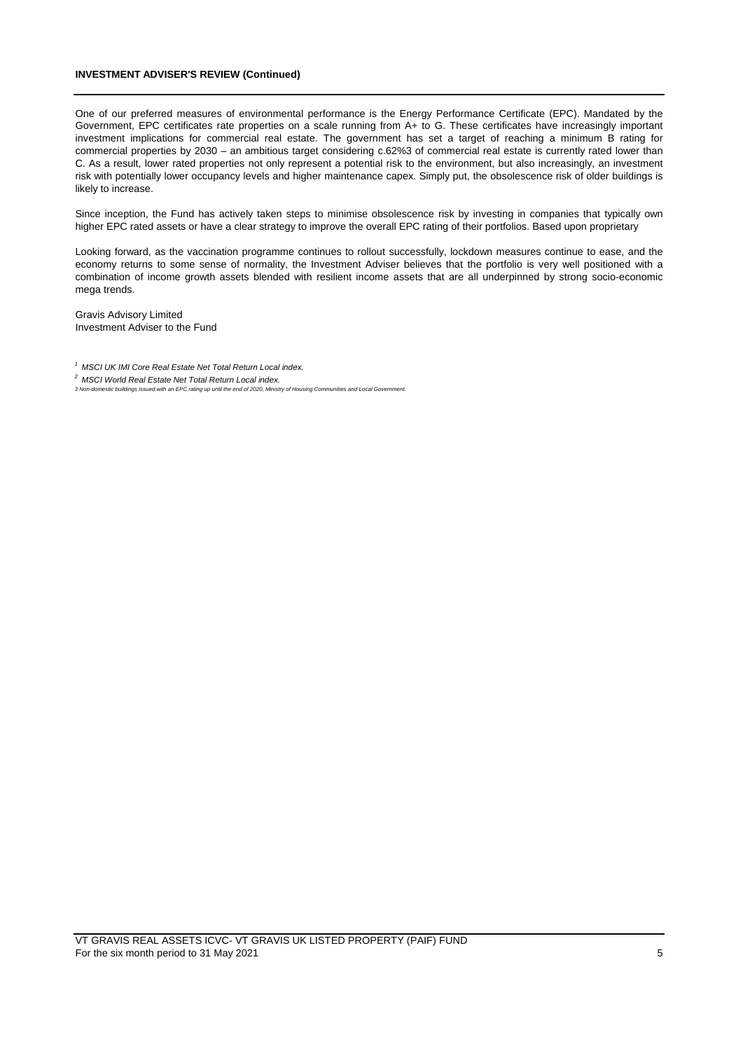**INVESTMENT ADVISER'S REVIEW (Continued)**

One of our preferred measures of environmental performance is the Energy Performance Certificate (EPC). Mandated by the Government, EPC certificates rate properties on a scale running from A+ to G. These certificates have increasingly important investment implications for commercial real estate. The government has set a target of reaching a minimum B rating for commercial properties by 2030 – an ambitious target considering c.62%3 of commercial real estate is currently rated lower than C. As a result, lower rated properties not only represent a potential risk to the environment, but also increasingly, an investment risk with potentially lower occupancy levels and higher maintenance capex. Simply put, the obsolescence risk of older buildings is likely to increase.

Since inception, the Fund has actively taken steps to minimise obsolescence risk by investing in companies that typically own higher EPC rated assets or have a clear strategy to improve the overall EPC rating of their portfolios. Based upon proprietary

Looking forward, as the vaccination programme continues to rollout successfully, lockdown measures continue to ease, and the economy returns to some sense of normality, the Investment Adviser believes that the portfolio is very well positioned with a combination of income growth assets blended with resilient income assets that are all underpinned by strong socio-economic mega trends.

Gravis Advisory Limited
Investment Adviser to the Fund

[1] *MSCI UK IMI Core Real Estate Net Total Return Local index.*

[2] *MSCI World Real Estate Net Total Return Local index.*

*3 Non-domestic buildings issued with an EPC rating up until the end of 2020, Ministry of Housing Communities and Local Government.*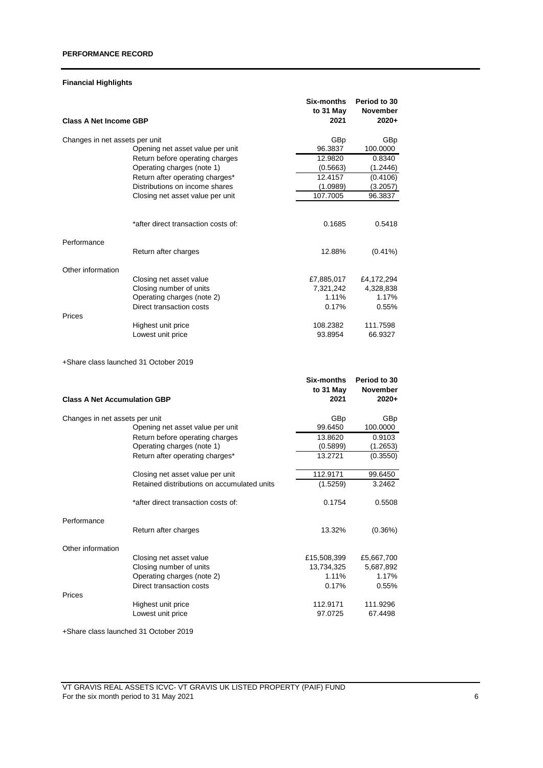## PERFORMANCE RECORD

### Financial Highlights

| Class A Net Income GBP | | Six-months to 31 May 2021 | Period to 30 November 2020+ |
|---|---|---|---|
| Changes in net assets per unit | | GBp | GBp |
| | Opening net asset value per unit | 96.3837 | 100.0000 |
| | Return before operating charges | 12.9820 | 0.8340 |
| | Operating charges (note 1) | (0.5663) | (1.2446) |
| | Return after operating charges* | 12.4157 | (0.4106) |
| | Distributions on income shares | (1.0989) | (3.2057) |
| | Closing net asset value per unit | 107.7005 | 96.3837 |
| | | | |
| | *after direct transaction costs of: | 0.1685 | 0.5418 |
| Performance | | | |
| | Return after charges | 12.88% | (0.41%) |
| Other information | | | |
| | Closing net asset value | £7,885,017 | £4,172,294 |
| | Closing number of units | 7,321,242 | 4,328,838 |
| | Operating charges (note 2) | 1.11% | 1.17% |
| | Direct transaction costs | 0.17% | 0.55% |
| Prices | | | |
| | Highest unit price | 108.2382 | 111.7598 |
| | Lowest unit price | 93.8954 | 66.9327 |

+Share class launched 31 October 2019

| Class A Net Accumulation GBP | | Six-months to 31 May 2021 | Period to 30 November 2020+ |
|---|---|---|---|
| Changes in net assets per unit | | GBp | GBp |
| | Opening net asset value per unit | 99.6450 | 100.0000 |
| | Return before operating charges | 13.8620 | 0.9103 |
| | Operating charges (note 1) | (0.5899) | (1.2653) |
| | Return after operating charges* | 13.2721 | (0.3550) |
| | | | |
| | Closing net asset value per unit | 112.9171 | 99.6450 |
| | Retained distributions on accumulated units | (1.5259) | 3.2462 |
| | | | |
| | *after direct transaction costs of: | 0.1754 | 0.5508 |
| Performance | | | |
| | Return after charges | 13.32% | (0.36%) |
| Other information | | | |
| | Closing net asset value | £15,508,399 | £5,667,700 |
| | Closing number of units | 13,734,325 | 5,687,892 |
| | Operating charges (note 2) | 1.11% | 1.17% |
| | Direct transaction costs | 0.17% | 0.55% |
| Prices | | | |
| | Highest unit price | 112.9171 | 111.9296 |
| | Lowest unit price | 97.0725 | 67.4498 |

+Share class launched 31 October 2019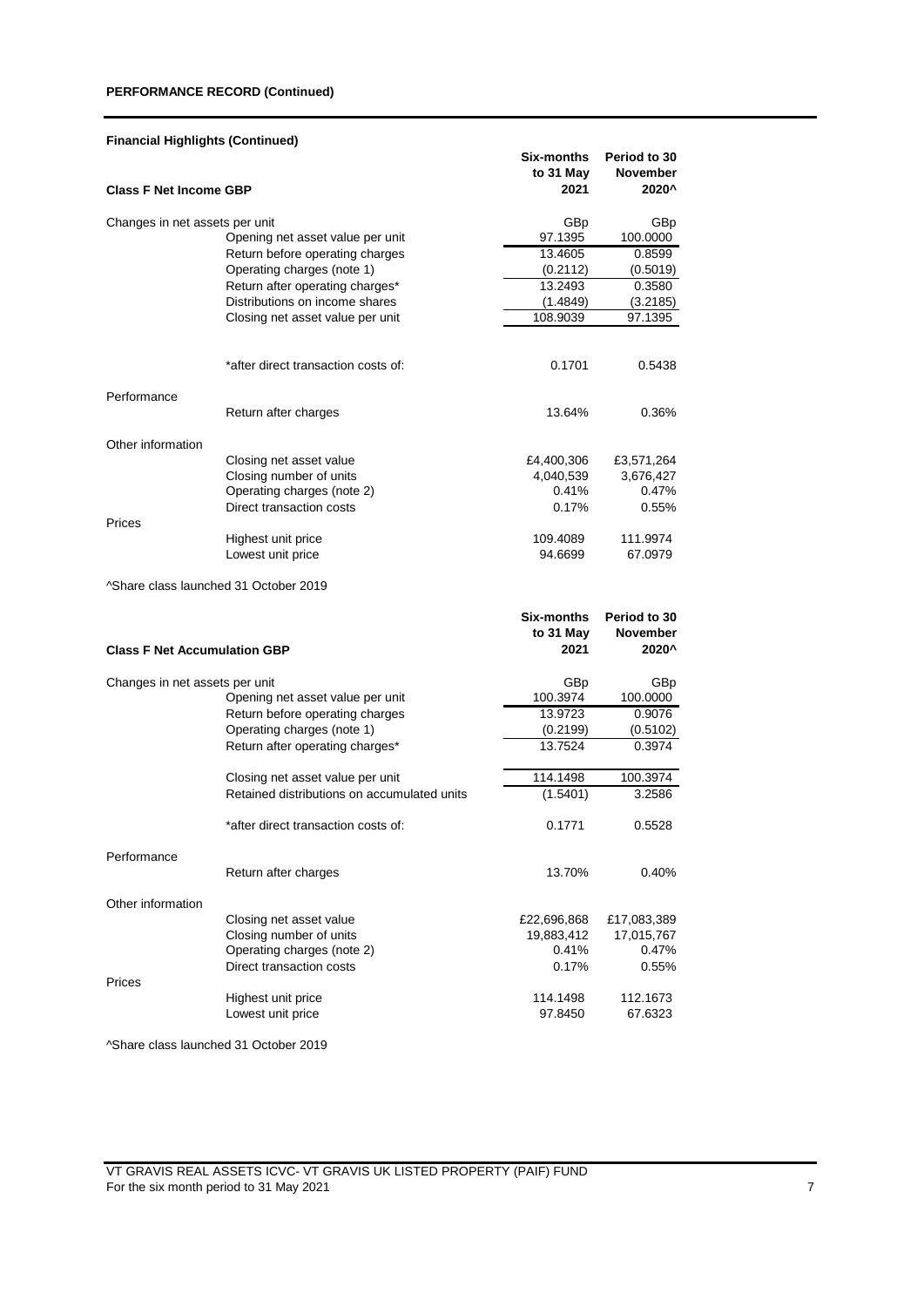**PERFORMANCE RECORD (Continued)**

**Financial Highlights (Continued)**

| **Class F Net Income GBP** | | **Six-months to 31 May 2021** | **Period to 30 November 2020^** |
|---|---|---|---|
| Changes in net assets per unit | | GBp | GBp |
| | Opening net asset value per unit | 97.1395 | 100.0000 |
| | Return before operating charges | 13.4605 | 0.8599 |
| | Operating charges (note 1) | (0.2112) | (0.5019) |
| | Return after operating charges* | 13.2493 | 0.3580 |
| | Distributions on income shares | (1.4849) | (3.2185) |
| | Closing net asset value per unit | 108.9039 | 97.1395 |
| | | | |
| | *after direct transaction costs of: | 0.1701 | 0.5438 |
| Performance | | | |
| | Return after charges | 13.64% | 0.36% |
| Other information | | | |
| | Closing net asset value | £4,400,306 | £3,571,264 |
| | Closing number of units | 4,040,539 | 3,676,427 |
| | Operating charges (note 2) | 0.41% | 0.47% |
| | Direct transaction costs | 0.17% | 0.55% |
| Prices | | | |
| | Highest unit price | 109.4089 | 111.9974 |
| | Lowest unit price | 94.6699 | 67.0979 |

^Share class launched 31 October 2019

| **Class F Net Accumulation GBP** | | **Six-months to 31 May 2021** | **Period to 30 November 2020^** |
|---|---|---|---|
| Changes in net assets per unit | | GBp | GBp |
| | Opening net asset value per unit | 100.3974 | 100.0000 |
| | Return before operating charges | 13.9723 | 0.9076 |
| | Operating charges (note 1) | (0.2199) | (0.5102) |
| | Return after operating charges* | 13.7524 | 0.3974 |
| | | | |
| | Closing net asset value per unit | 114.1498 | 100.3974 |
| | Retained distributions on accumulated units | (1.5401) | 3.2586 |
| | | | |
| | *after direct transaction costs of: | 0.1771 | 0.5528 |
| Performance | | | |
| | Return after charges | 13.70% | 0.40% |
| Other information | | | |
| | Closing net asset value | £22,696,868 | £17,083,389 |
| | Closing number of units | 19,883,412 | 17,015,767 |
| | Operating charges (note 2) | 0.41% | 0.47% |
| | Direct transaction costs | 0.17% | 0.55% |
| Prices | | | |
| | Highest unit price | 114.1498 | 112.1673 |
| | Lowest unit price | 97.8450 | 67.6323 |

^Share class launched 31 October 2019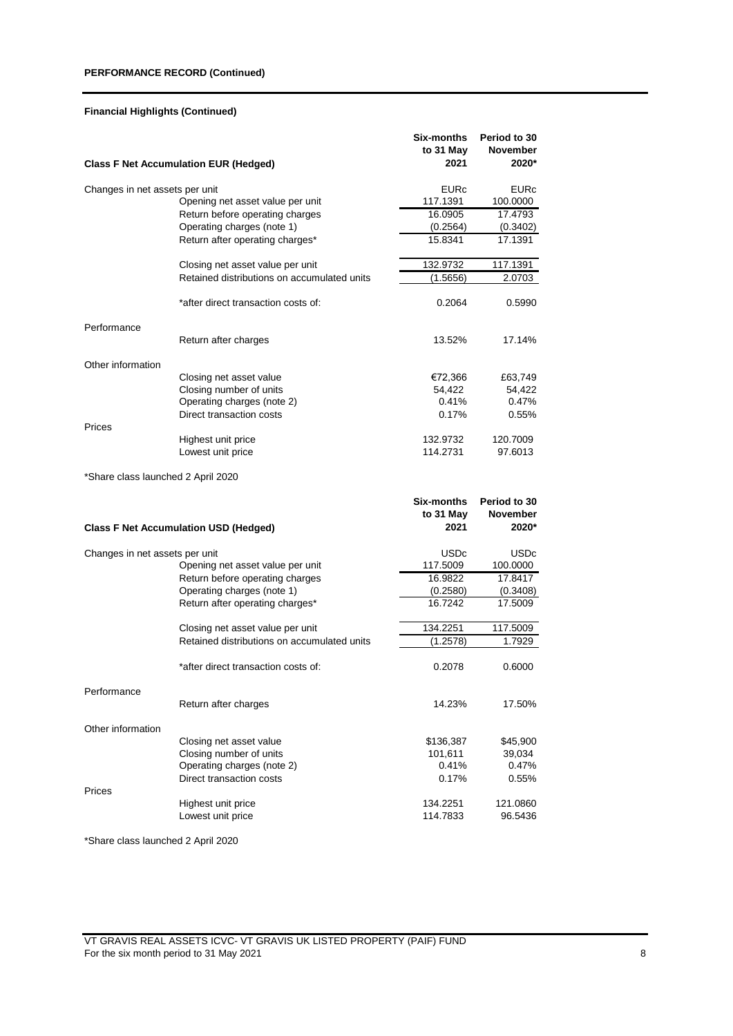**PERFORMANCE RECORD (Continued)**

**Financial Highlights (Continued)**

| **Class F Net Accumulation EUR (Hedged)** | | **Six-months to 31 May 2021** | **Period to 30 November 2020*** |
|---|---|---|---|
| Changes in net assets per unit | | EURc | EURc |
| | Opening net asset value per unit | 117.1391 | 100.0000 |
| | Return before operating charges | 16.0905 | 17.4793 |
| | Operating charges (note 1) | (0.2564) | (0.3402) |
| | Return after operating charges* | 15.8341 | 17.1391 |
| | | | |
| | Closing net asset value per unit | 132.9732 | 117.1391 |
| | Retained distributions on accumulated units | (1.5656) | 2.0703 |
| | | | |
| | *after direct transaction costs of: | 0.2064 | 0.5990 |
| Performance | | | |
| | Return after charges | 13.52% | 17.14% |
| Other information | | | |
| | Closing net asset value | €72,366 | £63,749 |
| | Closing number of units | 54,422 | 54,422 |
| | Operating charges (note 2) | 0.41% | 0.47% |
| | Direct transaction costs | 0.17% | 0.55% |
| Prices | | | |
| | Highest unit price | 132.9732 | 120.7009 |
| | Lowest unit price | 114.2731 | 97.6013 |

*Share class launched 2 April 2020

| **Class F Net Accumulation USD (Hedged)** | | **Six-months to 31 May 2021** | **Period to 30 November 2020*** |
|---|---|---|---|
| Changes in net assets per unit | | USDc | USDc |
| | Opening net asset value per unit | 117.5009 | 100.0000 |
| | Return before operating charges | 16.9822 | 17.8417 |
| | Operating charges (note 1) | (0.2580) | (0.3408) |
| | Return after operating charges* | 16.7242 | 17.5009 |
| | | | |
| | Closing net asset value per unit | 134.2251 | 117.5009 |
| | Retained distributions on accumulated units | (1.2578) | 1.7929 |
| | | | |
| | *after direct transaction costs of: | 0.2078 | 0.6000 |
| Performance | | | |
| | Return after charges | 14.23% | 17.50% |
| Other information | | | |
| | Closing net asset value | $136,387 | $45,900 |
| | Closing number of units | 101,611 | 39,034 |
| | Operating charges (note 2) | 0.41% | 0.47% |
| | Direct transaction costs | 0.17% | 0.55% |
| Prices | | | |
| | Highest unit price | 134.2251 | 121.0860 |
| | Lowest unit price | 114.7833 | 96.5436 |

*Share class launched 2 April 2020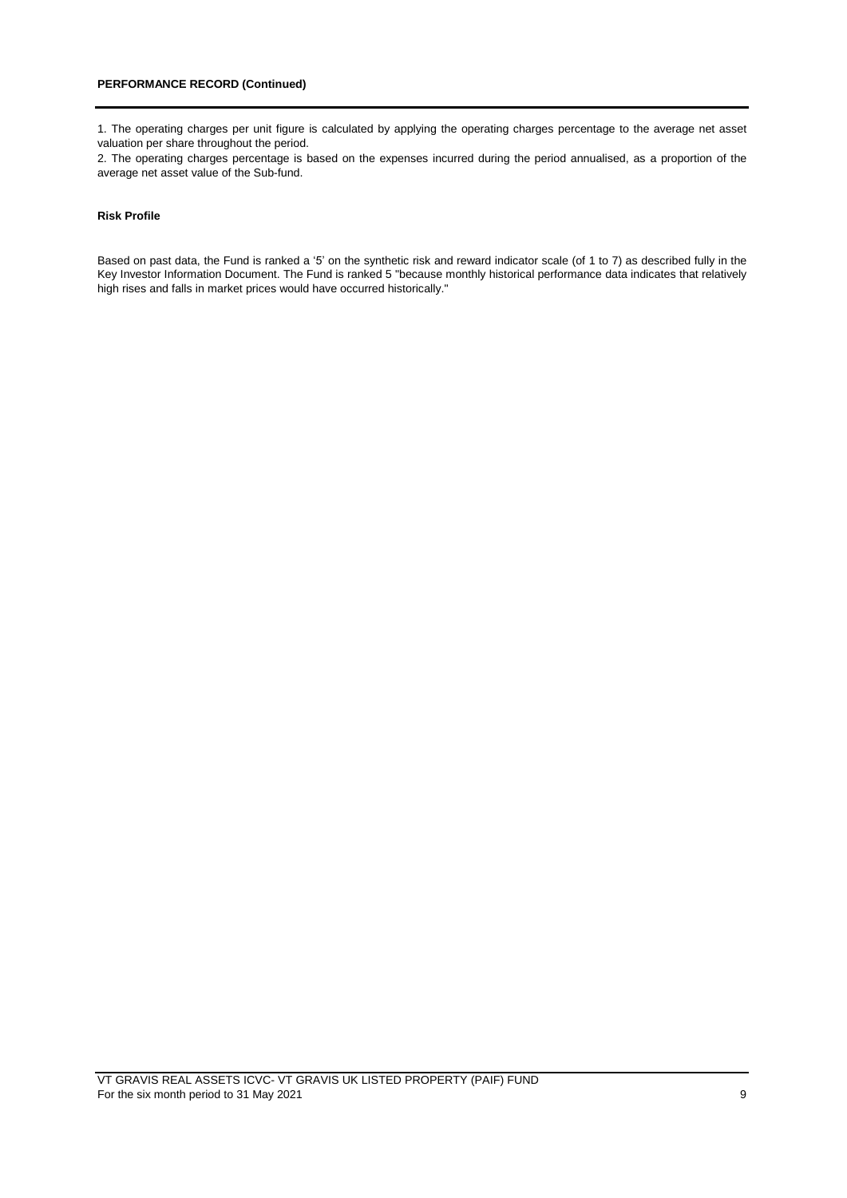**PERFORMANCE RECORD (Continued)**

1. The operating charges per unit figure is calculated by applying the operating charges percentage to the average net asset valuation per share throughout the period.
2. The operating charges percentage is based on the expenses incurred during the period annualised, as a proportion of the average net asset value of the Sub-fund.

**Risk Profile**

Based on past data, the Fund is ranked a '5' on the synthetic risk and reward indicator scale (of 1 to 7) as described fully in the Key Investor Information Document. The Fund is ranked 5 "because monthly historical performance data indicates that relatively high rises and falls in market prices would have occurred historically."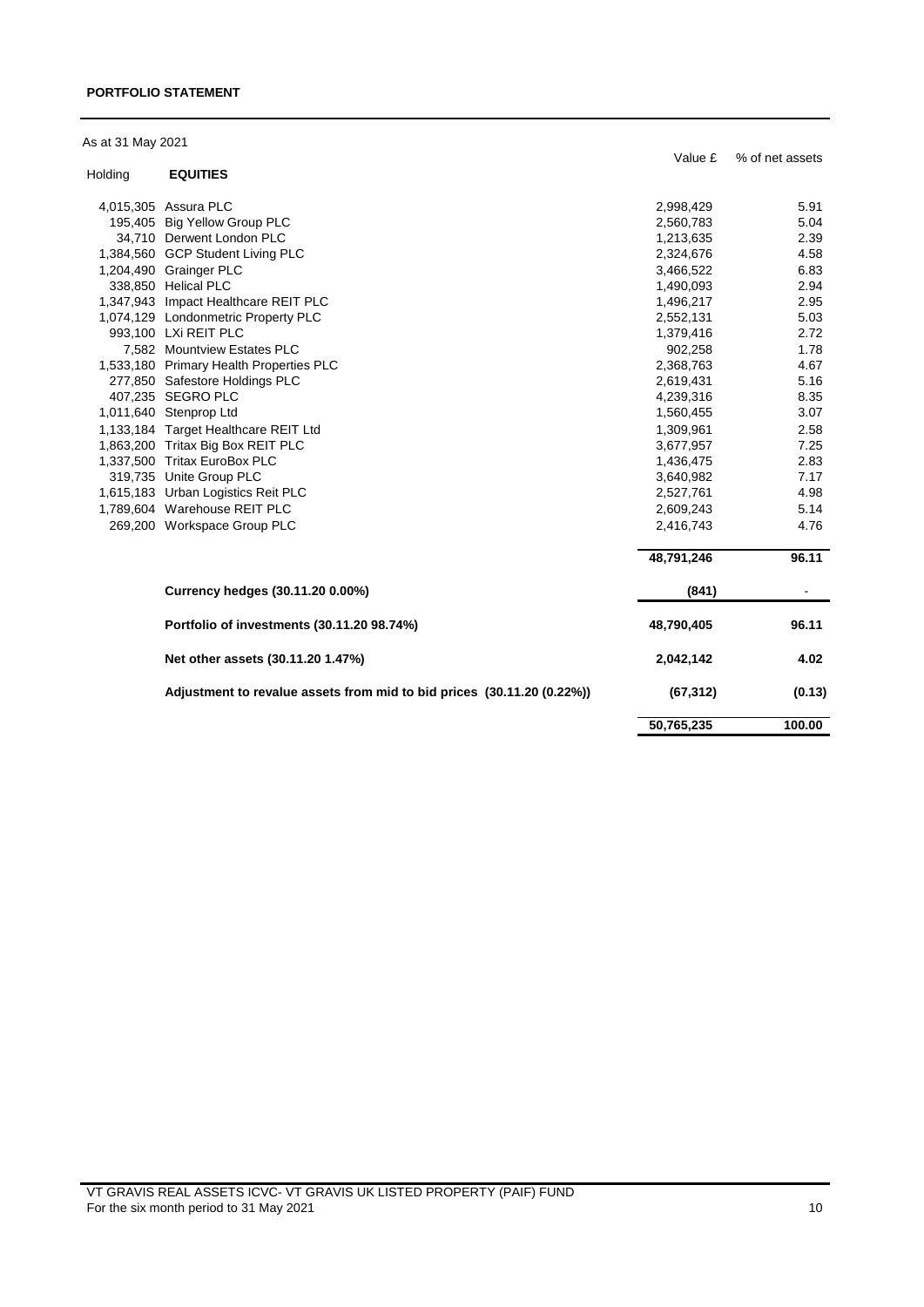## PORTFOLIO STATEMENT

As at 31 May 2021

| Holding | EQUITIES | Value £ | % of net assets |
|---|---|---|---|
| 4,015,305 | Assura PLC | 2,998,429 | 5.91 |
| 195,405 | Big Yellow Group PLC | 2,560,783 | 5.04 |
| 34,710 | Derwent London PLC | 1,213,635 | 2.39 |
| 1,384,560 | GCP Student Living PLC | 2,324,676 | 4.58 |
| 1,204,490 | Grainger PLC | 3,466,522 | 6.83 |
| 338,850 | Helical PLC | 1,490,093 | 2.94 |
| 1,347,943 | Impact Healthcare REIT PLC | 1,496,217 | 2.95 |
| 1,074,129 | Londonmetric Property PLC | 2,552,131 | 5.03 |
| 993,100 | LXi REIT PLC | 1,379,416 | 2.72 |
| 7,582 | Mountview Estates PLC | 902,258 | 1.78 |
| 1,533,180 | Primary Health Properties PLC | 2,368,763 | 4.67 |
| 277,850 | Safestore Holdings PLC | 2,619,431 | 5.16 |
| 407,235 | SEGRO PLC | 4,239,316 | 8.35 |
| 1,011,640 | Stenprop Ltd | 1,560,455 | 3.07 |
| 1,133,184 | Target Healthcare REIT Ltd | 1,309,961 | 2.58 |
| 1,863,200 | Tritax Big Box REIT PLC | 3,677,957 | 7.25 |
| 1,337,500 | Tritax EuroBox PLC | 1,436,475 | 2.83 |
| 319,735 | Unite Group PLC | 3,640,982 | 7.17 |
| 1,615,183 | Urban Logistics Reit PLC | 2,527,761 | 4.98 |
| 1,789,604 | Warehouse REIT PLC | 2,609,243 | 5.14 |
| 269,200 | Workspace Group PLC | 2,416,743 | 4.76 |
| | | **48,791,246** | **96.11** |
| | **Currency hedges (30.11.20 0.00%)** | **(841)** | - |
| | **Portfolio of investments (30.11.20 98.74%)** | **48,790,405** | **96.11** |
| | **Net other assets (30.11.20 1.47%)** | **2,042,142** | **4.02** |
| | **Adjustment to revalue assets from mid to bid prices (30.11.20 (0.22%))** | **(67,312)** | **(0.13)** |
| | | **50,765,235** | **100.00** |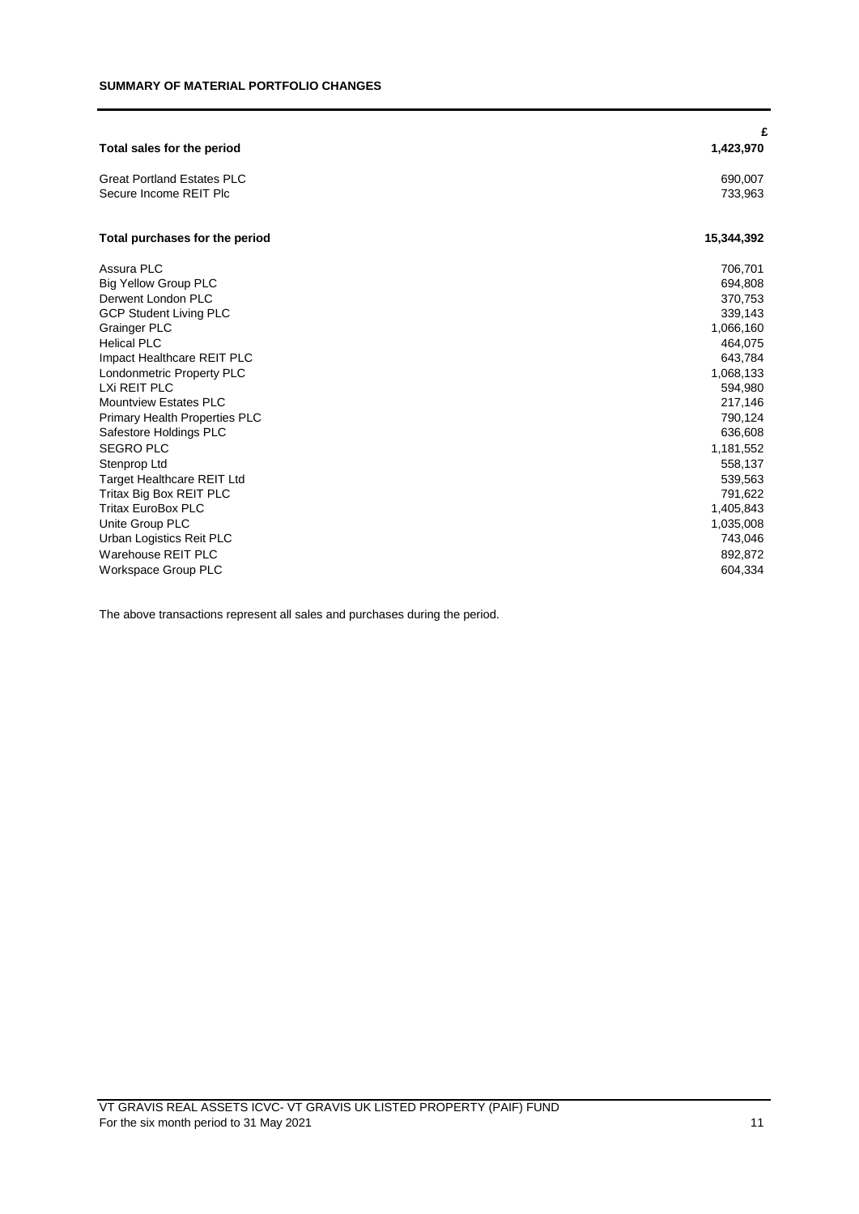**SUMMARY OF MATERIAL PORTFOLIO CHANGES**

| | £ |
|---|---|
| **Total sales for the period** | **1,423,970** |
| Great Portland Estates PLC | 690,007 |
| Secure Income REIT Plc | 733,963 |
| | |
| **Total purchases for the period** | **15,344,392** |
| Assura PLC | 706,701 |
| Big Yellow Group PLC | 694,808 |
| Derwent London PLC | 370,753 |
| GCP Student Living PLC | 339,143 |
| Grainger PLC | 1,066,160 |
| Helical PLC | 464,075 |
| Impact Healthcare REIT PLC | 643,784 |
| Londonmetric Property PLC | 1,068,133 |
| LXi REIT PLC | 594,980 |
| Mountview Estates PLC | 217,146 |
| Primary Health Properties PLC | 790,124 |
| Safestore Holdings PLC | 636,608 |
| SEGRO PLC | 1,181,552 |
| Stenprop Ltd | 558,137 |
| Target Healthcare REIT Ltd | 539,563 |
| Tritax Big Box REIT PLC | 791,622 |
| Tritax EuroBox PLC | 1,405,843 |
| Unite Group PLC | 1,035,008 |
| Urban Logistics Reit PLC | 743,046 |
| Warehouse REIT PLC | 892,872 |
| Workspace Group PLC | 604,334 |

The above transactions represent all sales and purchases during the period.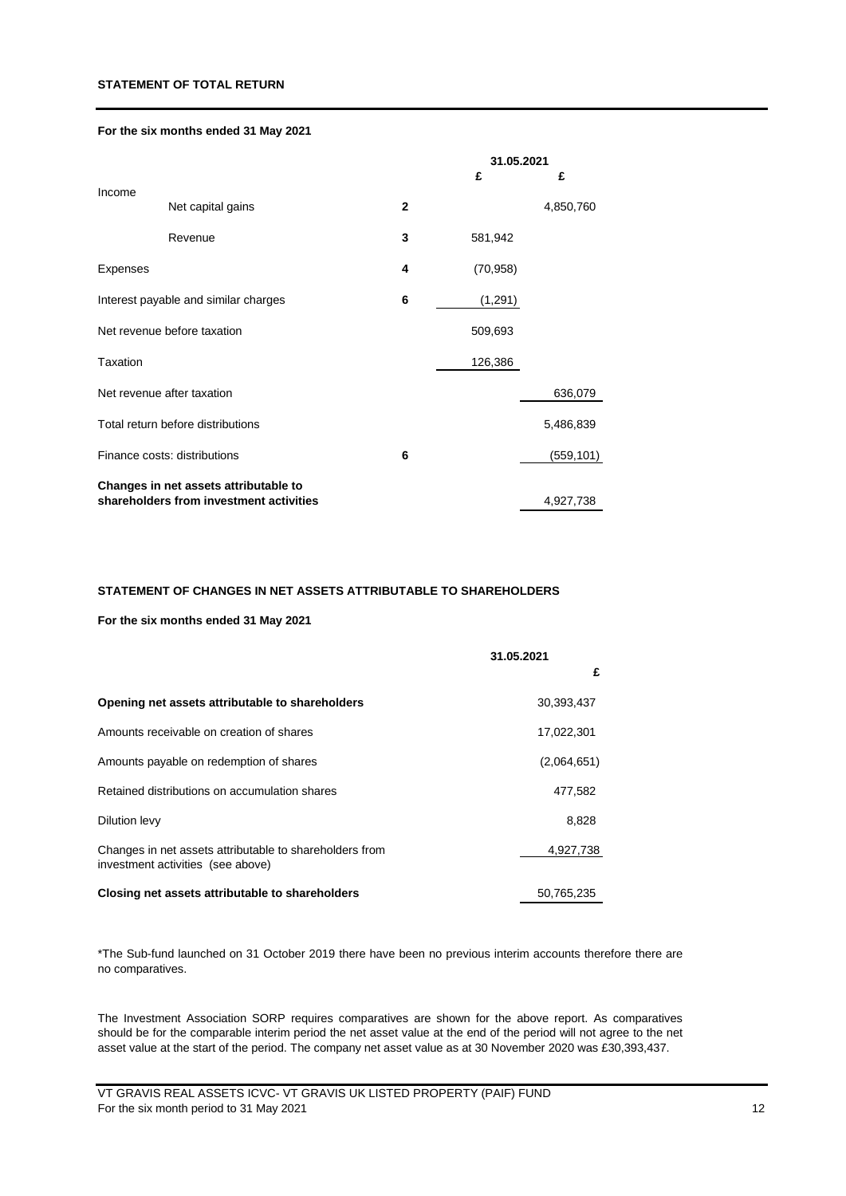## STATEMENT OF TOTAL RETURN

**For the six months ended 31 May 2021**

| | | Note | 31.05.2021 | |
|---|---|---|---|---|
| | | | £ | £ |
| Income | | | | |
| | Net capital gains | 2 | | 4,850,760 |
| | Revenue | 3 | 581,942 | |
| Expenses | | 4 | (70,958) | |
| Interest payable and similar charges | | 6 | (1,291) | |
| Net revenue before taxation | | | 509,693 | |
| Taxation | | | 126,386 | |
| Net revenue after taxation | | | | 636,079 |
| Total return before distributions | | | | 5,486,839 |
| Finance costs: distributions | | 6 | | (559,101) |
| **Changes in net assets attributable to shareholders from investment activities** | | | | 4,927,738 |

## STATEMENT OF CHANGES IN NET ASSETS ATTRIBUTABLE TO SHAREHOLDERS

**For the six months ended 31 May 2021**

| | 31.05.2021 |
|---|---|
| | £ |
| **Opening net assets attributable to shareholders** | 30,393,437 |
| Amounts receivable on creation of shares | 17,022,301 |
| Amounts payable on redemption of shares | (2,064,651) |
| Retained distributions on accumulation shares | 477,582 |
| Dilution levy | 8,828 |
| Changes in net assets attributable to shareholders from investment activities (see above) | 4,927,738 |
| **Closing net assets attributable to shareholders** | 50,765,235 |

*The Sub-fund launched on 31 October 2019 there have been no previous interim accounts therefore there are no comparatives.

The Investment Association SORP requires comparatives are shown for the above report. As comparatives should be for the comparable interim period the net asset value at the end of the period will not agree to the net asset value at the start of the period. The company net asset value as at 30 November 2020 was £30,393,437.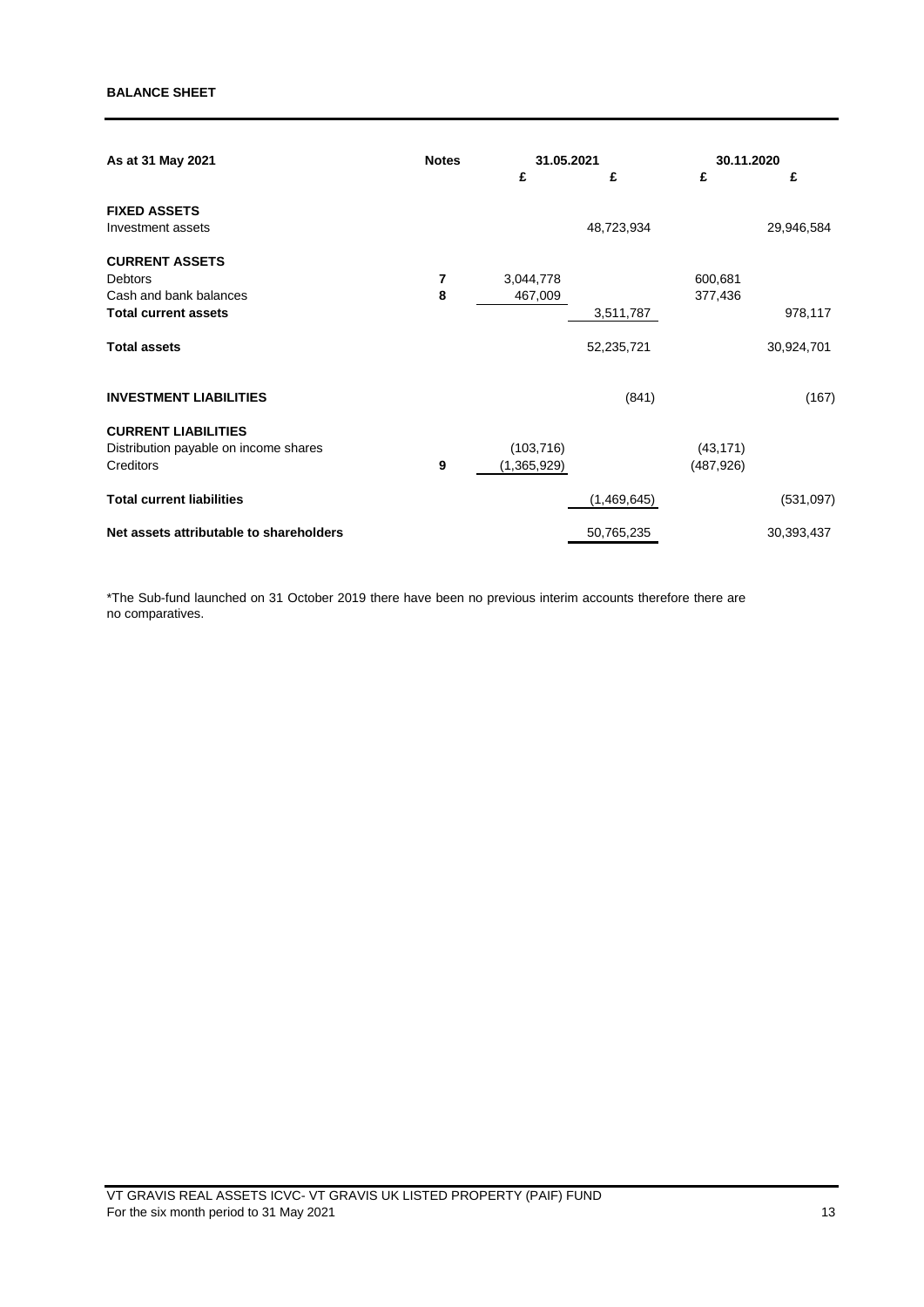**BALANCE SHEET**

| As at 31 May 2021 | Notes | 31.05.2021 | | 30.11.2020 | |
|---|---|---|---|---|---|
| | | £ | £ | £ | £ |
| **FIXED ASSETS** | | | | | |
| Investment assets | | | 48,723,934 | | 29,946,584 |
| **CURRENT ASSETS** | | | | | |
| Debtors | 7 | 3,044,778 | | 600,681 | |
| Cash and bank balances | 8 | 467,009 | | 377,436 | |
| **Total current assets** | | | 3,511,787 | | 978,117 |
| **Total assets** | | | 52,235,721 | | 30,924,701 |
| **INVESTMENT LIABILITIES** | | | (841) | | (167) |
| **CURRENT LIABILITIES** | | | | | |
| Distribution payable on income shares | | (103,716) | | (43,171) | |
| Creditors | 9 | (1,365,929) | | (487,926) | |
| **Total current liabilities** | | | (1,469,645) | | (531,097) |
| **Net assets attributable to shareholders** | | | 50,765,235 | | 30,393,437 |

*The Sub-fund launched on 31 October 2019 there have been no previous interim accounts therefore there are no comparatives.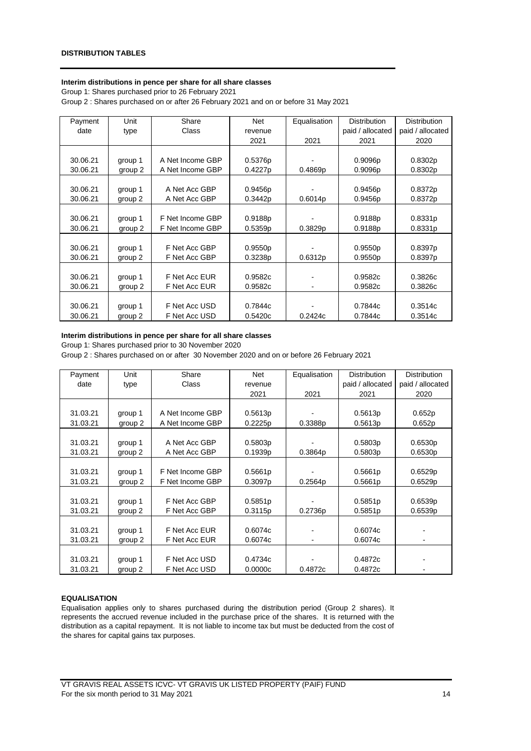## DISTRIBUTION TABLES

**Interim distributions in pence per share for all share classes**

Group 1: Shares purchased prior to 26 February 2021

Group 2 : Shares purchased on or after 26 February 2021 and on or before 31 May 2021

| Payment date | Unit type | Share Class | Net revenue 2021 | Equalisation 2021 | Distribution paid / allocated 2021 | Distribution paid / allocated 2020 |
|---|---|---|---|---|---|---|
| 30.06.21 | group 1 | A Net Income GBP | 0.5376p | - | 0.9096p | 0.8302p |
| 30.06.21 | group 2 | A Net Income GBP | 0.4227p | 0.4869p | 0.9096p | 0.8302p |
| 30.06.21 | group 1 | A Net Acc GBP | 0.9456p | - | 0.9456p | 0.8372p |
| 30.06.21 | group 2 | A Net Acc GBP | 0.3442p | 0.6014p | 0.9456p | 0.8372p |
| 30.06.21 | group 1 | F Net Income GBP | 0.9188p | - | 0.9188p | 0.8331p |
| 30.06.21 | group 2 | F Net Income GBP | 0.5359p | 0.3829p | 0.9188p | 0.8331p |
| 30.06.21 | group 1 | F Net Acc GBP | 0.9550p | - | 0.9550p | 0.8397p |
| 30.06.21 | group 2 | F Net Acc GBP | 0.3238p | 0.6312p | 0.9550p | 0.8397p |
| 30.06.21 | group 1 | F Net Acc EUR | 0.9582c | - | 0.9582c | 0.3826c |
| 30.06.21 | group 2 | F Net Acc EUR | 0.9582c | - | 0.9582c | 0.3826c |
| 30.06.21 | group 1 | F Net Acc USD | 0.7844c | - | 0.7844c | 0.3514c |
| 30.06.21 | group 2 | F Net Acc USD | 0.5420c | 0.2424c | 0.7844c | 0.3514c |

**Interim distributions in pence per share for all share classes**

Group 1: Shares purchased prior to 30 November 2020

Group 2 : Shares purchased on or after 30 November 2020 and on or before 26 February 2021

| Payment date | Unit type | Share Class | Net revenue 2021 | Equalisation 2021 | Distribution paid / allocated 2021 | Distribution paid / allocated 2020 |
|---|---|---|---|---|---|---|
| 31.03.21 | group 1 | A Net Income GBP | 0.5613p | - | 0.5613p | 0.652p |
| 31.03.21 | group 2 | A Net Income GBP | 0.2225p | 0.3388p | 0.5613p | 0.652p |
| 31.03.21 | group 1 | A Net Acc GBP | 0.5803p | - | 0.5803p | 0.6530p |
| 31.03.21 | group 2 | A Net Acc GBP | 0.1939p | 0.3864p | 0.5803p | 0.6530p |
| 31.03.21 | group 1 | F Net Income GBP | 0.5661p | - | 0.5661p | 0.6529p |
| 31.03.21 | group 2 | F Net Income GBP | 0.3097p | 0.2564p | 0.5661p | 0.6529p |
| 31.03.21 | group 1 | F Net Acc GBP | 0.5851p | - | 0.5851p | 0.6539p |
| 31.03.21 | group 2 | F Net Acc GBP | 0.3115p | 0.2736p | 0.5851p | 0.6539p |
| 31.03.21 | group 1 | F Net Acc EUR | 0.6074c | - | 0.6074c | - |
| 31.03.21 | group 2 | F Net Acc EUR | 0.6074c | - | 0.6074c | - |
| 31.03.21 | group 1 | F Net Acc USD | 0.4734c | - | 0.4872c | - |
| 31.03.21 | group 2 | F Net Acc USD | 0.0000c | 0.4872c | 0.4872c | - |

**EQUALISATION**

Equalisation applies only to shares purchased during the distribution period (Group 2 shares). It represents the accrued revenue included in the purchase price of the shares. It is returned with the distribution as a capital repayment. It is not liable to income tax but must be deducted from the cost of the shares for capital gains tax purposes.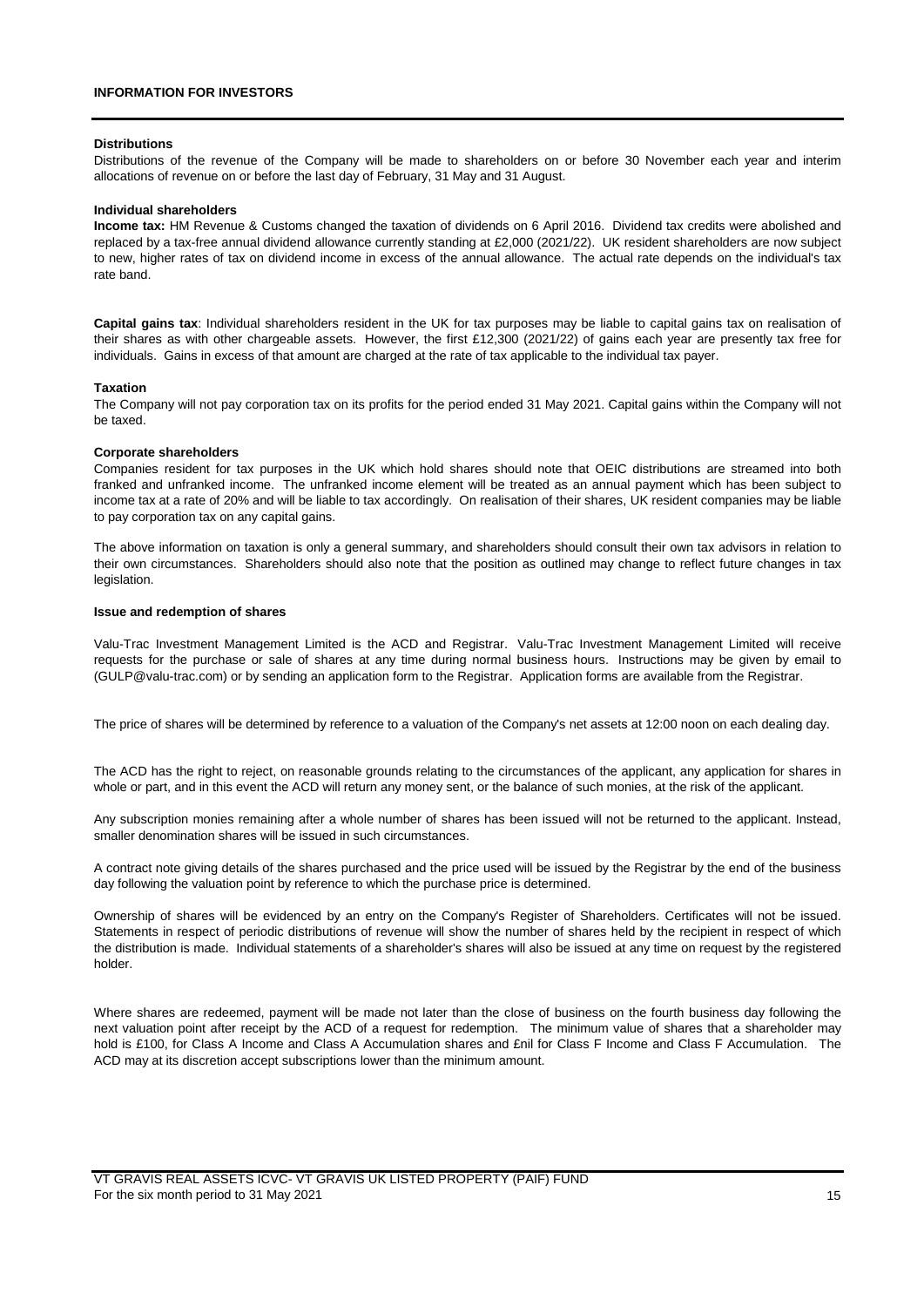## INFORMATION FOR INVESTORS

**Distributions**

Distributions of the revenue of the Company will be made to shareholders on or before 30 November each year and interim allocations of revenue on or before the last day of February, 31 May and 31 August.

**Individual shareholders**

**Income tax:** HM Revenue & Customs changed the taxation of dividends on 6 April 2016. Dividend tax credits were abolished and replaced by a tax-free annual dividend allowance currently standing at £2,000 (2021/22). UK resident shareholders are now subject to new, higher rates of tax on dividend income in excess of the annual allowance. The actual rate depends on the individual's tax rate band.

**Capital gains tax**: Individual shareholders resident in the UK for tax purposes may be liable to capital gains tax on realisation of their shares as with other chargeable assets. However, the first £12,300 (2021/22) of gains each year are presently tax free for individuals. Gains in excess of that amount are charged at the rate of tax applicable to the individual tax payer.

**Taxation**

The Company will not pay corporation tax on its profits for the period ended 31 May 2021. Capital gains within the Company will not be taxed.

**Corporate shareholders**

Companies resident for tax purposes in the UK which hold shares should note that OEIC distributions are streamed into both franked and unfranked income. The unfranked income element will be treated as an annual payment which has been subject to income tax at a rate of 20% and will be liable to tax accordingly. On realisation of their shares, UK resident companies may be liable to pay corporation tax on any capital gains.

The above information on taxation is only a general summary, and shareholders should consult their own tax advisors in relation to their own circumstances. Shareholders should also note that the position as outlined may change to reflect future changes in tax legislation.

**Issue and redemption of shares**

Valu-Trac Investment Management Limited is the ACD and Registrar. Valu-Trac Investment Management Limited will receive requests for the purchase or sale of shares at any time during normal business hours. Instructions may be given by email to (GULP@valu-trac.com) or by sending an application form to the Registrar. Application forms are available from the Registrar.

The price of shares will be determined by reference to a valuation of the Company's net assets at 12:00 noon on each dealing day.

The ACD has the right to reject, on reasonable grounds relating to the circumstances of the applicant, any application for shares in whole or part, and in this event the ACD will return any money sent, or the balance of such monies, at the risk of the applicant.

Any subscription monies remaining after a whole number of shares has been issued will not be returned to the applicant. Instead, smaller denomination shares will be issued in such circumstances.

A contract note giving details of the shares purchased and the price used will be issued by the Registrar by the end of the business day following the valuation point by reference to which the purchase price is determined.

Ownership of shares will be evidenced by an entry on the Company's Register of Shareholders. Certificates will not be issued. Statements in respect of periodic distributions of revenue will show the number of shares held by the recipient in respect of which the distribution is made. Individual statements of a shareholder's shares will also be issued at any time on request by the registered holder.

Where shares are redeemed, payment will be made not later than the close of business on the fourth business day following the next valuation point after receipt by the ACD of a request for redemption. The minimum value of shares that a shareholder may hold is £100, for Class A Income and Class A Accumulation shares and £nil for Class F Income and Class F Accumulation. The ACD may at its discretion accept subscriptions lower than the minimum amount.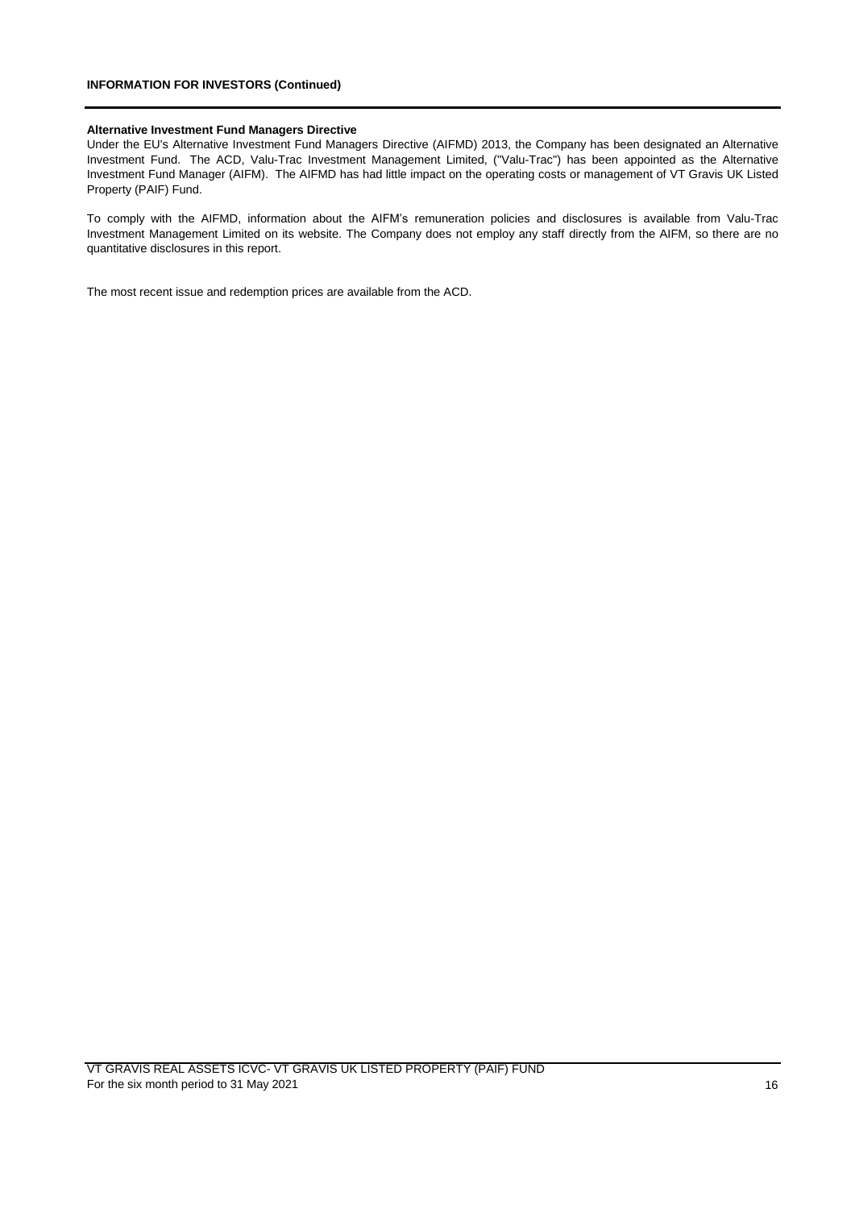## INFORMATION FOR INVESTORS (Continued)

**Alternative Investment Fund Managers Directive**

Under the EU's Alternative Investment Fund Managers Directive (AIFMD) 2013, the Company has been designated an Alternative Investment Fund. The ACD, Valu-Trac Investment Management Limited, ("Valu-Trac") has been appointed as the Alternative Investment Fund Manager (AIFM). The AIFMD has had little impact on the operating costs or management of VT Gravis UK Listed Property (PAIF) Fund.

To comply with the AIFMD, information about the AIFM's remuneration policies and disclosures is available from Valu-Trac Investment Management Limited on its website. The Company does not employ any staff directly from the AIFM, so there are no quantitative disclosures in this report.

The most recent issue and redemption prices are available from the ACD.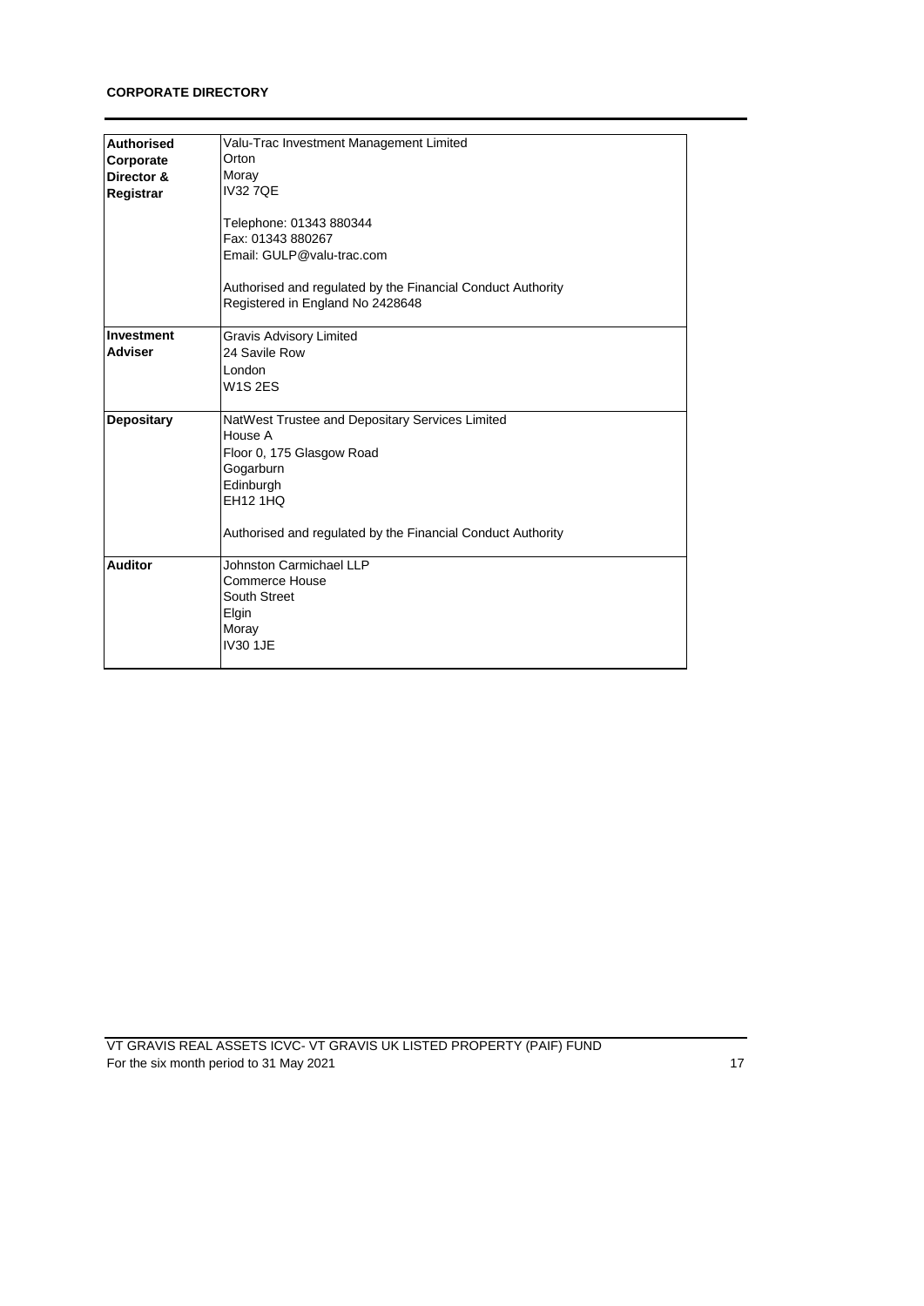**CORPORATE DIRECTORY**

| | |
|---|---|
| **Authorised Corporate Director & Registrar** | Valu-Trac Investment Management Limited<br>Orton<br>Moray<br>IV32 7QE<br><br>Telephone: 01343 880344<br>Fax: 01343 880267<br>Email: GULP@valu-trac.com<br><br>Authorised and regulated by the Financial Conduct Authority<br>Registered in England No 2428648 |
| **Investment Adviser** | Gravis Advisory Limited<br>24 Savile Row<br>London<br>W1S 2ES |
| **Depositary** | NatWest Trustee and Depositary Services Limited<br>House A<br>Floor 0, 175 Glasgow Road<br>Gogarburn<br>Edinburgh<br>EH12 1HQ<br><br>Authorised and regulated by the Financial Conduct Authority |
| **Auditor** | Johnston Carmichael LLP<br>Commerce House<br>South Street<br>Elgin<br>Moray<br>IV30 1JE |